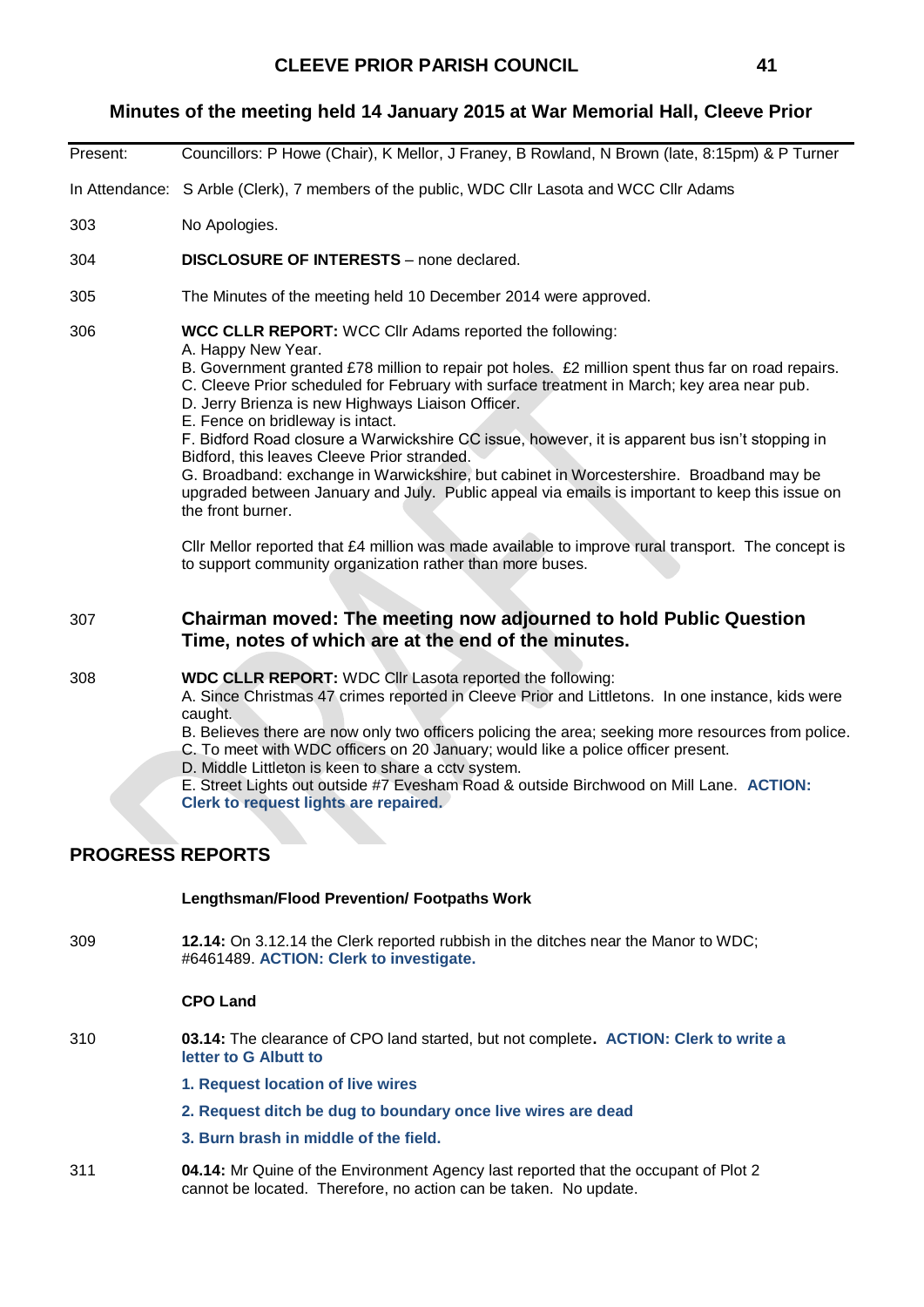# CLEEVE PRIOR PARISH COUNCIL

## Minutes of the meeting held 14 January 2015 at War Memorial Hall, Cleeve Prior

| | |
|---|---|
| Present: | Councillors: P Howe (Chair), K Mellor, J Franey, B Rowland, N Brown (late, 8:15pm) & P Turner |
| In Attendance: | S Arble (Clerk), 7 members of the public, WDC Cllr Lasota and WCC Cllr Adams |
| 303 | No Apologies. |
| 304 | **DISCLOSURE OF INTERESTS** – none declared. |
| 305 | The Minutes of the meeting held 10 December 2014 were approved. |

306 **WCC CLLR REPORT:** WCC Cllr Adams reported the following:
A. Happy New Year.
B. Government granted £78 million to repair pot holes. £2 million spent thus far on road repairs.
C. Cleeve Prior scheduled for February with surface treatment in March; key area near pub.
D. Jerry Brienza is new Highways Liaison Officer.
E. Fence on bridleway is intact.
F. Bidford Road closure a Warwickshire CC issue, however, it is apparent bus isn't stopping in Bidford, this leaves Cleeve Prior stranded.
G. Broadband: exchange in Warwickshire, but cabinet in Worcestershire. Broadband may be upgraded between January and July. Public appeal via emails is important to keep this issue on the front burner.

Cllr Mellor reported that £4 million was made available to improve rural transport. The concept is to support community organization rather than more buses.

307 **Chairman moved: The meeting now adjourned to hold Public Question Time, notes of which are at the end of the minutes.**

308 **WDC CLLR REPORT:** WDC Cllr Lasota reported the following:
A. Since Christmas 47 crimes reported in Cleeve Prior and Littletons. In one instance, kids were caught.
B. Believes there are now only two officers policing the area; seeking more resources from police.
C. To meet with WDC officers on 20 January; would like a police officer present.
D. Middle Littleton is keen to share a cctv system.
E. Street Lights out outside #7 Evesham Road & outside Birchwood on Mill Lane. **ACTION: Clerk to request lights are repaired.**

## PROGRESS REPORTS

### Lengthsman/Flood Prevention/ Footpaths Work

309 **12.14:** On 3.12.14 the Clerk reported rubbish in the ditches near the Manor to WDC; #6461489. **ACTION: Clerk to investigate.**

### CPO Land

310 **03.14:** The clearance of CPO land started, but not complete. **ACTION: Clerk to write a letter to G Albutt to**

**1. Request location of live wires**

**2. Request ditch be dug to boundary once live wires are dead**

**3. Burn brash in middle of the field.**

311 **04.14:** Mr Quine of the Environment Agency last reported that the occupant of Plot 2 cannot be located. Therefore, no action can be taken. No update.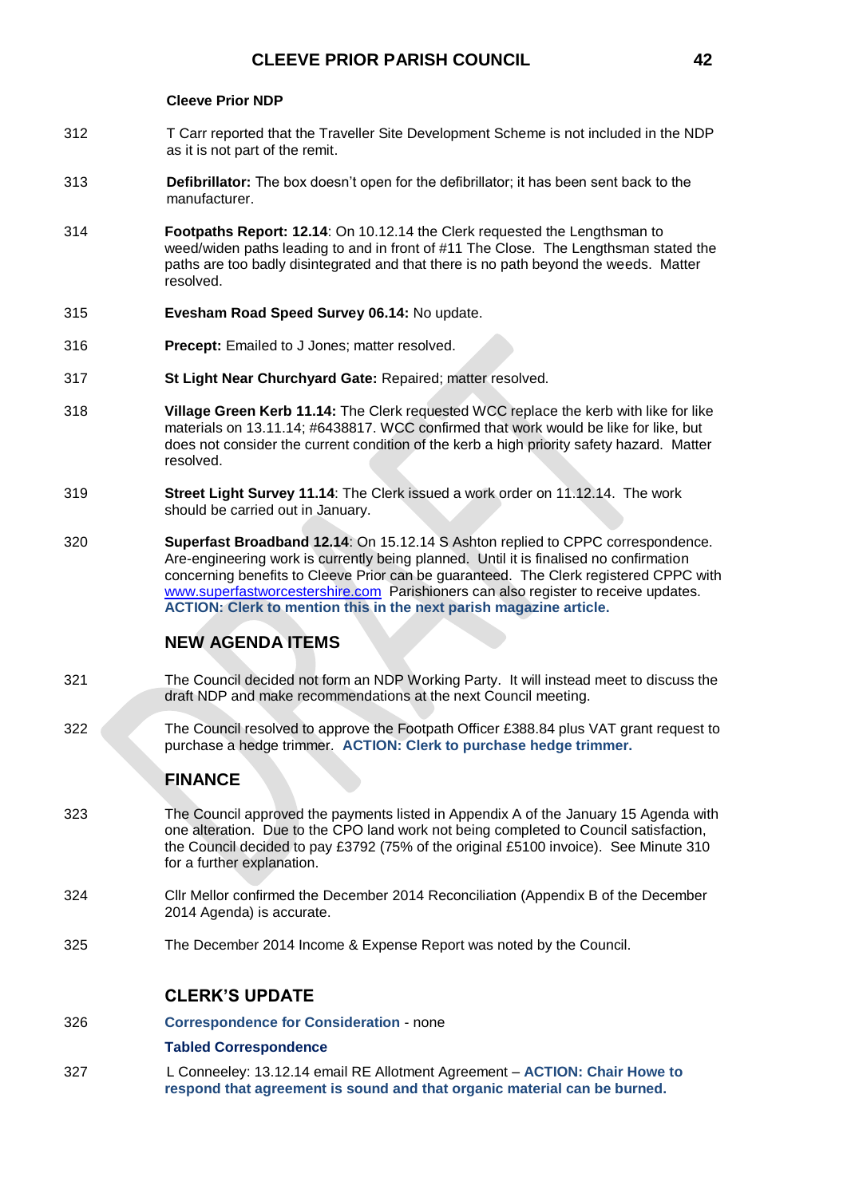**Cleeve Prior NDP**

312 T Carr reported that the Traveller Site Development Scheme is not included in the NDP as it is not part of the remit.

313 **Defibrillator:** The box doesn't open for the defibrillator; it has been sent back to the manufacturer.

314 **Footpaths Report: 12.14**: On 10.12.14 the Clerk requested the Lengthsman to weed/widen paths leading to and in front of #11 The Close. The Lengthsman stated the paths are too badly disintegrated and that there is no path beyond the weeds. Matter resolved.

315 **Evesham Road Speed Survey 06.14:** No update.

316 **Precept:** Emailed to J Jones; matter resolved.

317 **St Light Near Churchyard Gate:** Repaired; matter resolved.

318 **Village Green Kerb 11.14:** The Clerk requested WCC replace the kerb with like for like materials on 13.11.14; #6438817. WCC confirmed that work would be like for like, but does not consider the current condition of the kerb a high priority safety hazard. Matter resolved.

319 **Street Light Survey 11.14**: The Clerk issued a work order on 11.12.14. The work should be carried out in January.

320 **Superfast Broadband 12.14**: On 15.12.14 S Ashton replied to CPPC correspondence. Are-engineering work is currently being planned. Until it is finalised no confirmation concerning benefits to Cleeve Prior can be guaranteed. The Clerk registered CPPC with www.superfastworcestershire.com Parishioners can also register to receive updates. **ACTION: Clerk to mention this in the next parish magazine article.**

## NEW AGENDA ITEMS

321 The Council decided not form an NDP Working Party. It will instead meet to discuss the draft NDP and make recommendations at the next Council meeting.

322 The Council resolved to approve the Footpath Officer £388.84 plus VAT grant request to purchase a hedge trimmer. **ACTION: Clerk to purchase hedge trimmer.**

## FINANCE

323 The Council approved the payments listed in Appendix A of the January 15 Agenda with one alteration. Due to the CPO land work not being completed to Council satisfaction, the Council decided to pay £3792 (75% of the original £5100 invoice). See Minute 310 for a further explanation.

324 Cllr Mellor confirmed the December 2014 Reconciliation (Appendix B of the December 2014 Agenda) is accurate.

325 The December 2014 Income & Expense Report was noted by the Council.

## CLERK'S UPDATE

326 **Correspondence for Consideration** - none

**Tabled Correspondence**

327 L Conneeley: 13.12.14 email RE Allotment Agreement – **ACTION: Chair Howe to respond that agreement is sound and that organic material can be burned.**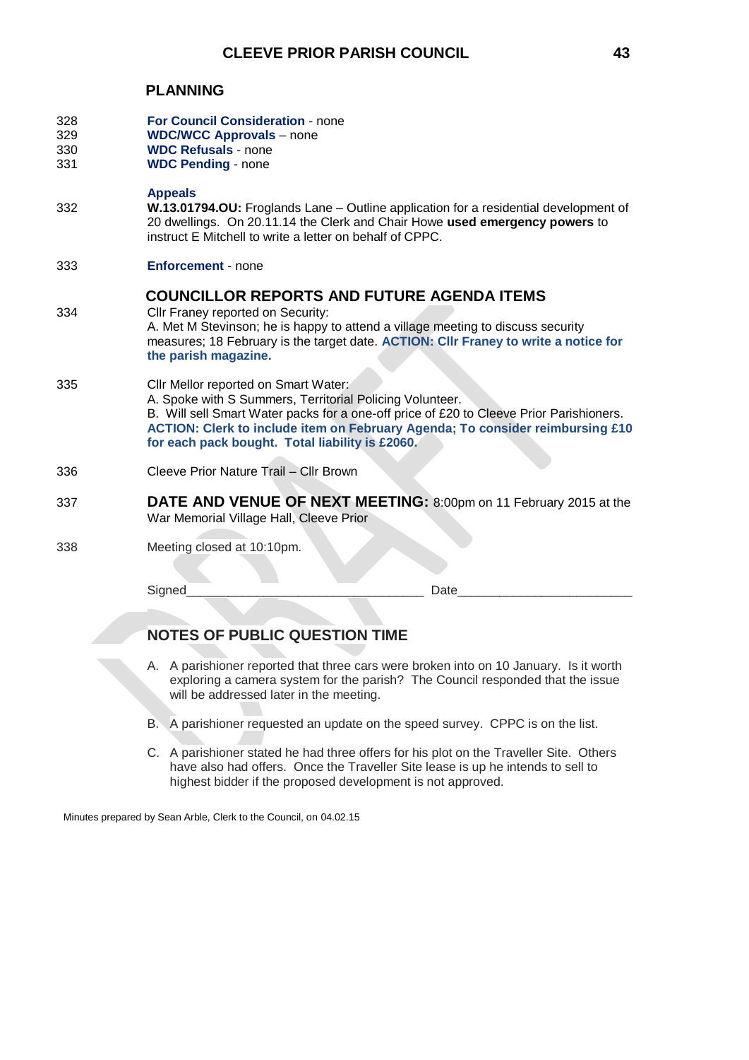## PLANNING

328 **For Council Consideration** - none
329 **WDC/WCC Approvals** – none
330 **WDC Refusals** - none
331 **WDC Pending** - none

**Appeals**

332 **W.13.01794.OU:** Froglands Lane – Outline application for a residential development of 20 dwellings. On 20.11.14 the Clerk and Chair Howe **used emergency powers** to instruct E Mitchell to write a letter on behalf of CPPC.

333 **Enforcement** - none

## COUNCILLOR REPORTS AND FUTURE AGENDA ITEMS

334 Cllr Franey reported on Security:
A. Met M Stevinson; he is happy to attend a village meeting to discuss security measures; 18 February is the target date. **ACTION: Cllr Franey to write a notice for the parish magazine.**

335 Cllr Mellor reported on Smart Water:
A. Spoke with S Summers, Territorial Policing Volunteer.
B. Will sell Smart Water packs for a one-off price of £20 to Cleeve Prior Parishioners. **ACTION: Clerk to include item on February Agenda; To consider reimbursing £10 for each pack bought. Total liability is £2060.**

336 Cleeve Prior Nature Trail – Cllr Brown

337 **DATE AND VENUE OF NEXT MEETING:** 8:00pm on 11 February 2015 at the War Memorial Village Hall, Cleeve Prior

338 Meeting closed at 10:10pm.

Signed__________________________________ Date_________________________

## NOTES OF PUBLIC QUESTION TIME

A. A parishioner reported that three cars were broken into on 10 January. Is it worth exploring a camera system for the parish? The Council responded that the issue will be addressed later in the meeting.

B. A parishioner requested an update on the speed survey. CPPC is on the list.

C. A parishioner stated he had three offers for his plot on the Traveller Site. Others have also had offers. Once the Traveller Site lease is up he intends to sell to highest bidder if the proposed development is not approved.

Minutes prepared by Sean Arble, Clerk to the Council, on 04.02.15